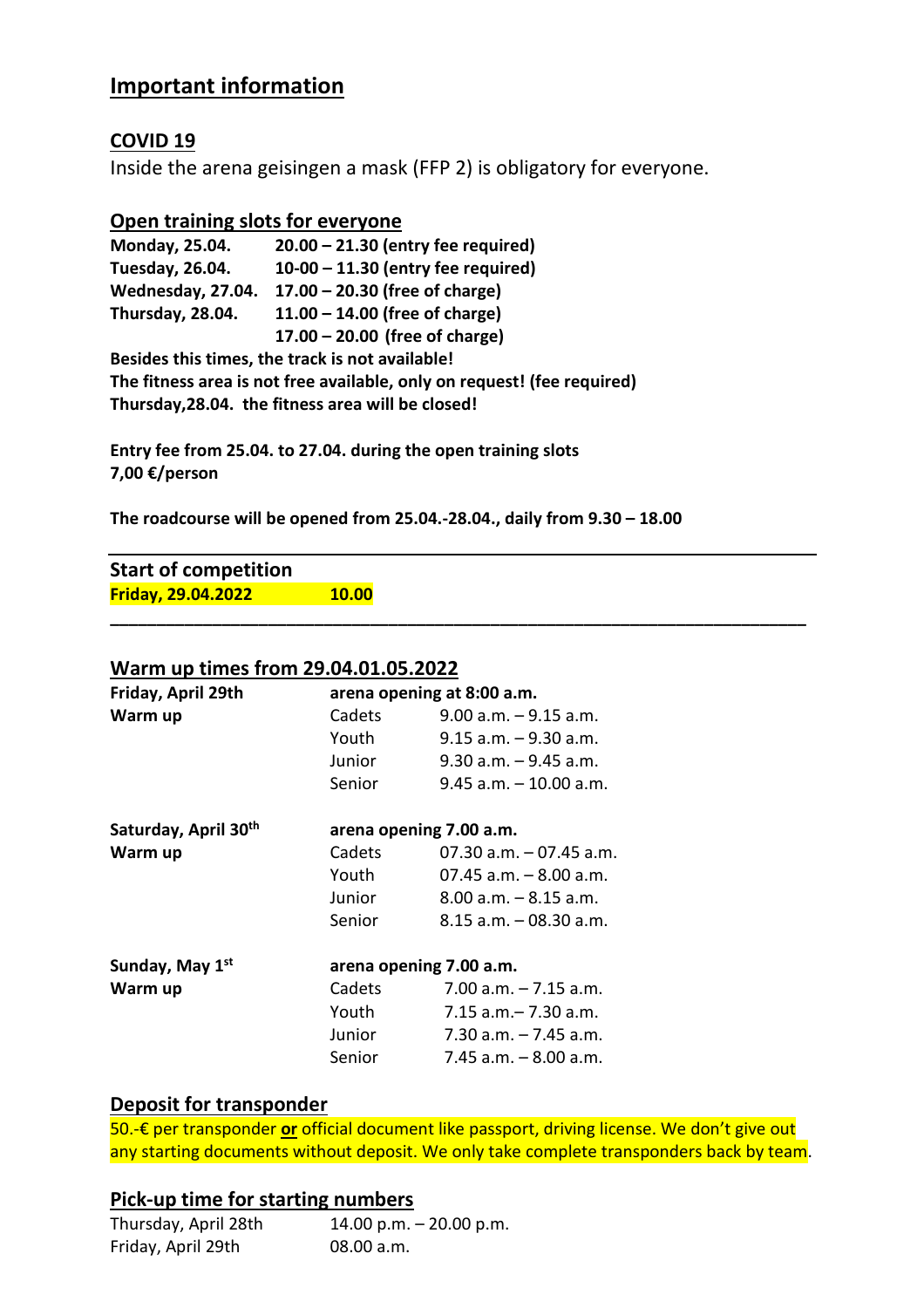# Important information

## COVID 19

Inside the arena geisingen a mask (FFP 2) is obligatory for everyone.

## Open training slots for everyone

| | |
|---|---|
| **Monday, 25.04.** | **20.00 – 21.30 (entry fee required)** |
| **Tuesday, 26.04.** | **10-00 – 11.30 (entry fee required)** |
| **Wednesday, 27.04.** | **17.00 – 20.30 (free of charge)** |
| **Thursday, 28.04.** | **11.00 – 14.00 (free of charge)** |
| | **17.00 – 20.00 (free of charge)** |

**Besides this times, the track is not available!**
**The fitness area is not free available, only on request! (fee required)**
**Thursday,28.04. the fitness area will be closed!**

**Entry fee from 25.04. to 27.04. during the open training slots**
**7,00 €/person**

**The roadcourse will be opened from 25.04.-28.04., daily from 9.30 – 18.00**

---

**Start of competition**
**Friday, 29.04.2022** **10.00**

---

## Warm up times from 29.04.01.05.2022

| | | |
|---|---|---|
| **Friday, April 29th** | **arena opening at 8:00 a.m.** | |
| **Warm up** | Cadets | 9.00 a.m. – 9.15 a.m. |
| | Youth | 9.15 a.m. – 9.30 a.m. |
| | Junior | 9.30 a.m. – 9.45 a.m. |
| | Senior | 9.45 a.m. – 10.00 a.m. |
| **Saturday, April 30th** | **arena opening 7.00 a.m.** | |
| **Warm up** | Cadets | 07.30 a.m. – 07.45 a.m. |
| | Youth | 07.45 a.m. – 8.00 a.m. |
| | Junior | 8.00 a.m. – 8.15 a.m. |
| | Senior | 8.15 a.m. – 08.30 a.m. |
| **Sunday, May 1st** | **arena opening 7.00 a.m.** | |
| **Warm up** | Cadets | 7.00 a.m. – 7.15 a.m. |
| | Youth | 7.15 a.m.– 7.30 a.m. |
| | Junior | 7.30 a.m. – 7.45 a.m. |
| | Senior | 7.45 a.m. – 8.00 a.m. |

## Deposit for transponder

50.-€ per transponder **or** official document like passport, driving license. We don't give out any starting documents without deposit. We only take complete transponders back by team.

## Pick-up time for starting numbers

| | |
|---|---|
| Thursday, April 28th | 14.00 p.m. – 20.00 p.m. |
| Friday, April 29th | 08.00 a.m. |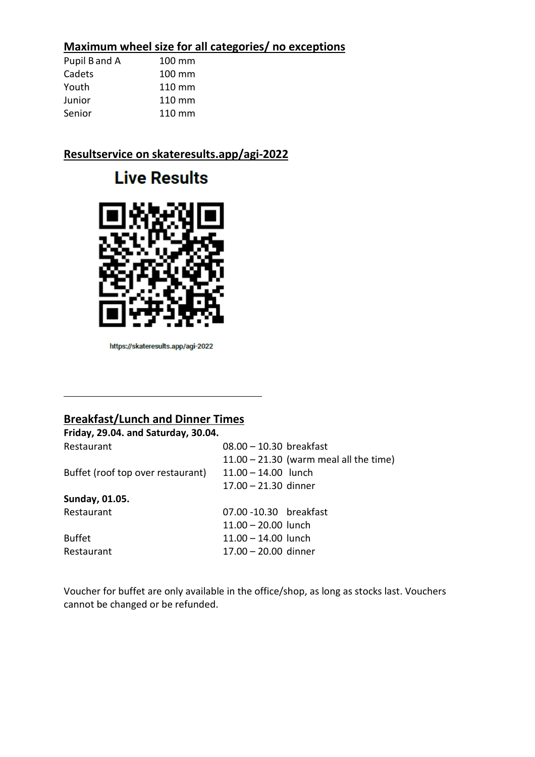## Maximum wheel size for all categories/ no exceptions

| | |
|---|---|
| Pupil B and A | 100 mm |
| Cadets | 100 mm |
| Youth | 110 mm |
| Junior | 110 mm |
| Senior | 110 mm |

## Resultservice on skateresults.app/agi-2022

Live Results

https://skateresults.app/agi-2022

## Breakfast/Lunch and Dinner Times

**Friday, 29.04. and Saturday, 30.04.**

| | |
|---|---|
| Restaurant | 08.00 – 10.30 breakfast |
| | 11.00 – 21.30 (warm meal all the time) |
| Buffet (roof top over restaurant) | 11.00 – 14.00 lunch |
| | 17.00 – 21.30 dinner |
| **Sunday, 01.05.** | |
| Restaurant | 07.00 -10.30 breakfast |
| | 11.00 – 20.00 lunch |
| Buffet | 11.00 – 14.00 lunch |
| Restaurant | 17.00 – 20.00 dinner |

Voucher for buffet are only available in the office/shop, as long as stocks last. Vouchers cannot be changed or be refunded.